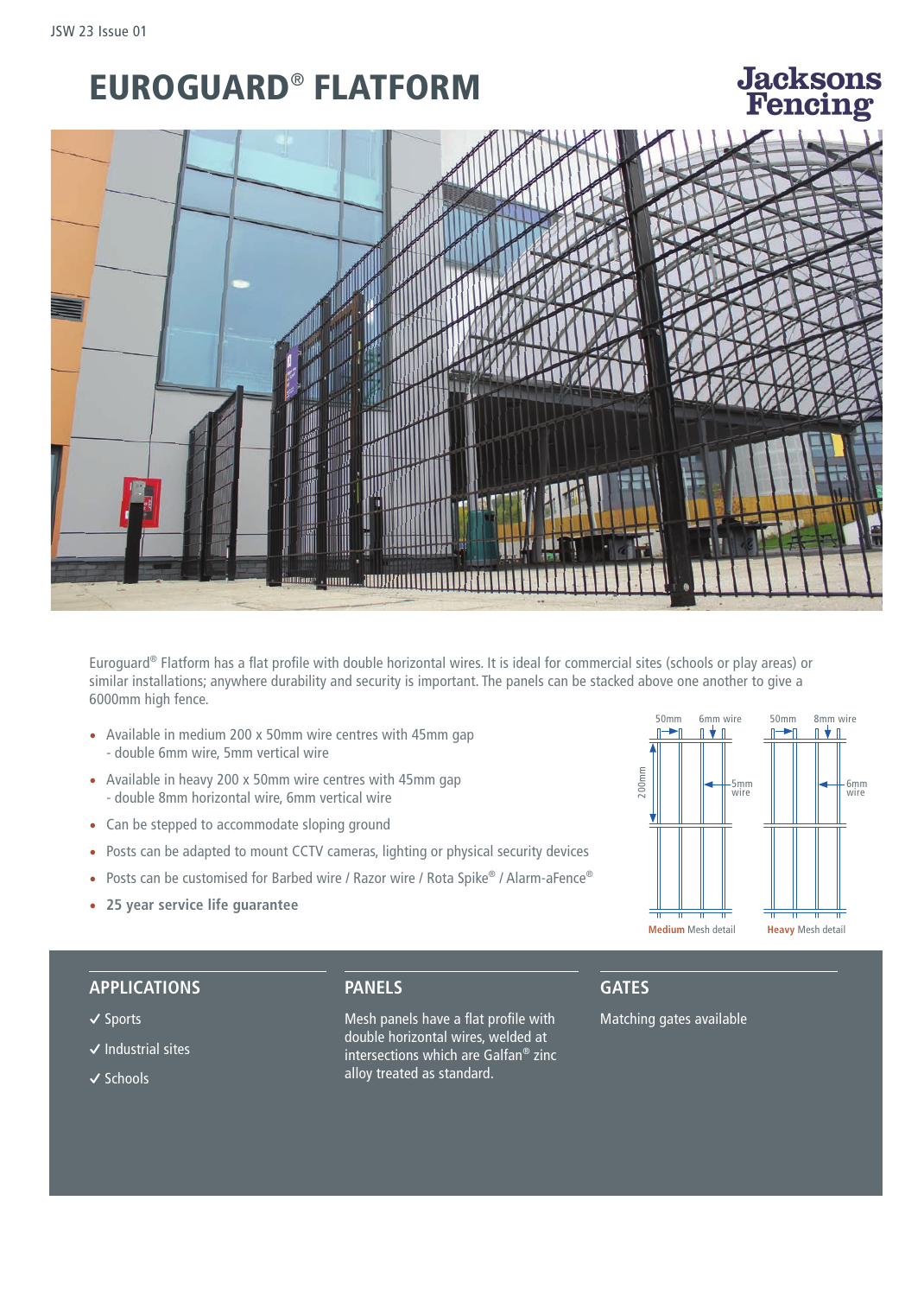# EUROGUARD® FLATFORM

Jacksons Fencing

Euroguard® Flatform has a flat profile with double horizontal wires. It is ideal for commercial sites (schools or play areas) or similar installations; anywhere durability and security is important. The panels can be stacked above one another to give a 6000mm high fence.

- Available in medium 200 x 50mm wire centres with 45mm gap - double 6mm wire, 5mm vertical wire
- Available in heavy 200 x 50mm wire centres with 45mm gap - double 8mm horizontal wire, 6mm vertical wire
- Can be stepped to accommodate sloping ground
- Posts can be adapted to mount CCTV cameras, lighting or physical security devices
- Posts can be customised for Barbed wire / Razor wire / Rota Spike® / Alarm-aFence®
- **25 year service life guarantee**

50mm 6mm wire 200mm 5mm wire

**Medium** Mesh detail

50mm 8mm wire 6mm wire

**Heavy** Mesh detail

## APPLICATIONS

✓ Sports

✓ Industrial sites

✓ Schools

## PANELS

Mesh panels have a flat profile with double horizontal wires, welded at intersections which are Galfan® zinc alloy treated as standard.

## GATES

Matching gates available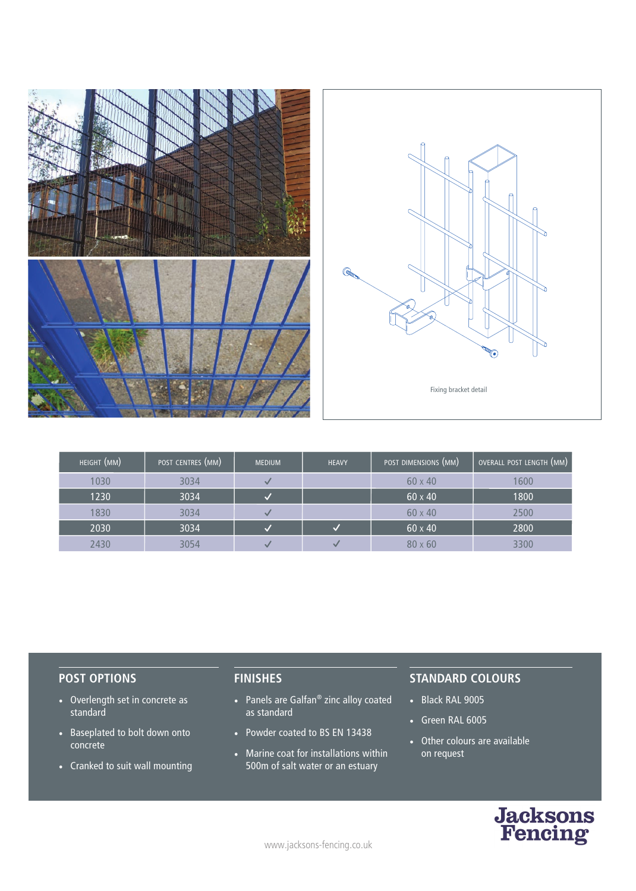Fixing bracket detail

| HEIGHT (MM) | POST CENTRES (MM) | MEDIUM | HEAVY | POST DIMENSIONS (MM) | OVERALL POST LENGTH (MM) |
|---|---|---|---|---|---|
| 1030 | 3034 | ✓ | | 60 x 40 | 1600 |
| 1230 | 3034 | ✓ | | 60 x 40 | 1800 |
| 1830 | 3034 | ✓ | | 60 x 40 | 2500 |
| 2030 | 3034 | ✓ | ✓ | 60 x 40 | 2800 |
| 2430 | 3054 | ✓ | ✓ | 80 x 60 | 3300 |

## POST OPTIONS

- Overlength set in concrete as standard
- Baseplated to bolt down onto concrete
- Cranked to suit wall mounting

## FINISHES

- Panels are Galfan® zinc alloy coated as standard
- Powder coated to BS EN 13438
- Marine coat for installations within 500m of salt water or an estuary

## STANDARD COLOURS

- Black RAL 9005
- Green RAL 6005
- Other colours are available on request

Jacksons Fencing

www.jacksons-fencing.co.uk